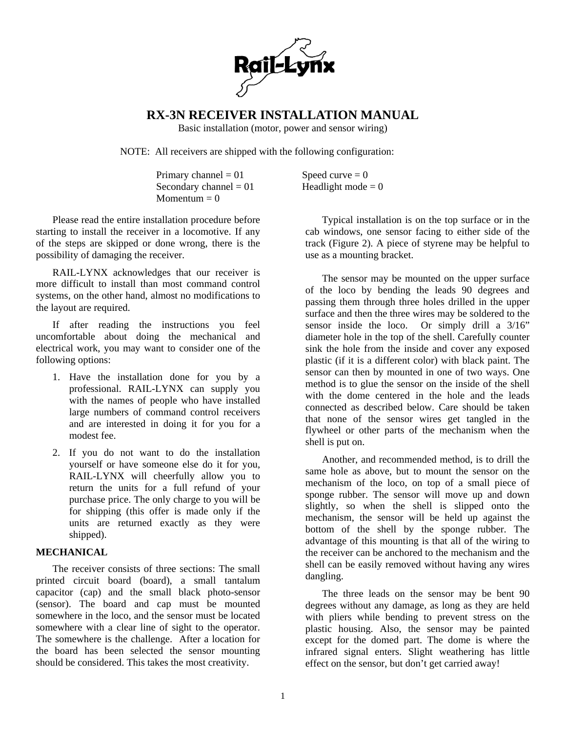Rail-Lynx

# RX-3N RECEIVER INSTALLATION MANUAL

Basic installation (motor, power and sensor wiring)

NOTE: All receivers are shipped with the following configuration:

Primary channel = 01
Secondary channel = 01
Momentum = 0
Speed curve = 0
Headlight mode = 0

Please read the entire installation procedure before starting to install the receiver in a locomotive. If any of the steps are skipped or done wrong, there is the possibility of damaging the receiver.

RAIL-LYNX acknowledges that our receiver is more difficult to install than most command control systems, on the other hand, almost no modifications to the layout are required.

If after reading the instructions you feel uncomfortable about doing the mechanical and electrical work, you may want to consider one of the following options:

1. Have the installation done for you by a professional. RAIL-LYNX can supply you with the names of people who have installed large numbers of command control receivers and are interested in doing it for you for a modest fee.
2. If you do not want to do the installation yourself or have someone else do it for you, RAIL-LYNX will cheerfully allow you to return the units for a full refund of your purchase price. The only charge to you will be for shipping (this offer is made only if the units are returned exactly as they were shipped).

## MECHANICAL

The receiver consists of three sections: The small printed circuit board (board), a small tantalum capacitor (cap) and the small black photo-sensor (sensor). The board and cap must be mounted somewhere in the loco, and the sensor must be located somewhere with a clear line of sight to the operator. The somewhere is the challenge. After a location for the board has been selected the sensor mounting should be considered. This takes the most creativity.

Typical installation is on the top surface or in the cab windows, one sensor facing to either side of the track (Figure 2). A piece of styrene may be helpful to use as a mounting bracket.

The sensor may be mounted on the upper surface of the loco by bending the leads 90 degrees and passing them through three holes drilled in the upper surface and then the three wires may be soldered to the sensor inside the loco. Or simply drill a 3/16" diameter hole in the top of the shell. Carefully counter sink the hole from the inside and cover any exposed plastic (if it is a different color) with black paint. The sensor can then by mounted in one of two ways. One method is to glue the sensor on the inside of the shell with the dome centered in the hole and the leads connected as described below. Care should be taken that none of the sensor wires get tangled in the flywheel or other parts of the mechanism when the shell is put on.

Another, and recommended method, is to drill the same hole as above, but to mount the sensor on the mechanism of the loco, on top of a small piece of sponge rubber. The sensor will move up and down slightly, so when the shell is slipped onto the mechanism, the sensor will be held up against the bottom of the shell by the sponge rubber. The advantage of this mounting is that all of the wiring to the receiver can be anchored to the mechanism and the shell can be easily removed without having any wires dangling.

The three leads on the sensor may be bent 90 degrees without any damage, as long as they are held with pliers while bending to prevent stress on the plastic housing. Also, the sensor may be painted except for the domed part. The dome is where the infrared signal enters. Slight weathering has little effect on the sensor, but don't get carried away!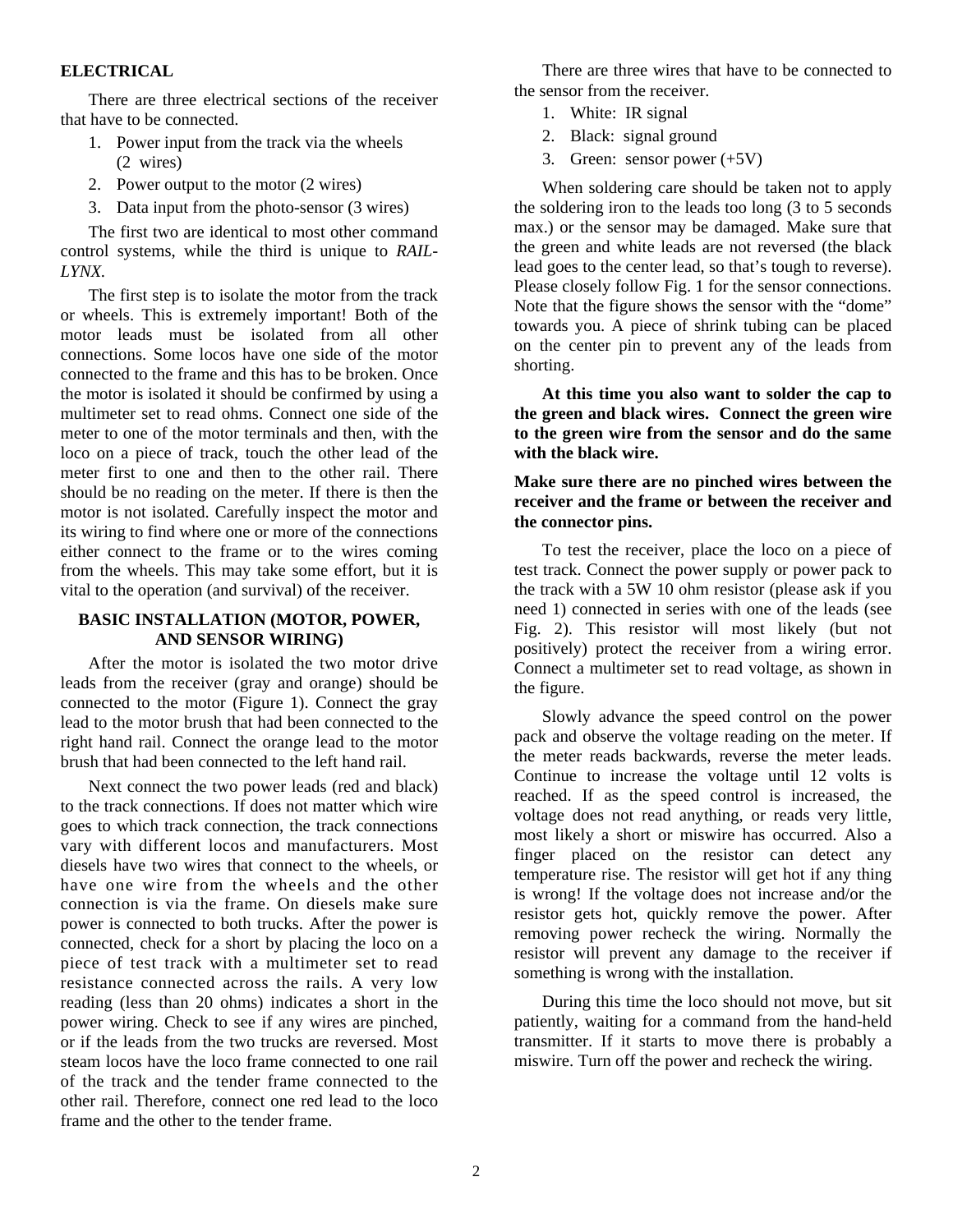## ELECTRICAL

There are three electrical sections of the receiver that have to be connected.

1. Power input from the track via the wheels (2 wires)
2. Power output to the motor (2 wires)
3. Data input from the photo-sensor (3 wires)

The first two are identical to most other command control systems, while the third is unique to *RAIL-LYNX*.

The first step is to isolate the motor from the track or wheels. This is extremely important! Both of the motor leads must be isolated from all other connections. Some locos have one side of the motor connected to the frame and this has to be broken. Once the motor is isolated it should be confirmed by using a multimeter set to read ohms. Connect one side of the meter to one of the motor terminals and then, with the loco on a piece of track, touch the other lead of the meter first to one and then to the other rail. There should be no reading on the meter. If there is then the motor is not isolated. Carefully inspect the motor and its wiring to find where one or more of the connections either connect to the frame or to the wires coming from the wheels. This may take some effort, but it is vital to the operation (and survival) of the receiver.

### BASIC INSTALLATION (MOTOR, POWER, AND SENSOR WIRING)

After the motor is isolated the two motor drive leads from the receiver (gray and orange) should be connected to the motor (Figure 1). Connect the gray lead to the motor brush that had been connected to the right hand rail. Connect the orange lead to the motor brush that had been connected to the left hand rail.

Next connect the two power leads (red and black) to the track connections. If does not matter which wire goes to which track connection, the track connections vary with different locos and manufacturers. Most diesels have two wires that connect to the wheels, or have one wire from the wheels and the other connection is via the frame. On diesels make sure power is connected to both trucks. After the power is connected, check for a short by placing the loco on a piece of test track with a multimeter set to read resistance connected across the rails. A very low reading (less than 20 ohms) indicates a short in the power wiring. Check to see if any wires are pinched, or if the leads from the two trucks are reversed. Most steam locos have the loco frame connected to one rail of the track and the tender frame connected to the other rail. Therefore, connect one red lead to the loco frame and the other to the tender frame.

There are three wires that have to be connected to the sensor from the receiver.

1. White: IR signal
2. Black: signal ground
3. Green: sensor power (+5V)

When soldering care should be taken not to apply the soldering iron to the leads too long (3 to 5 seconds max.) or the sensor may be damaged. Make sure that the green and white leads are not reversed (the black lead goes to the center lead, so that's tough to reverse). Please closely follow Fig. 1 for the sensor connections. Note that the figure shows the sensor with the "dome" towards you. A piece of shrink tubing can be placed on the center pin to prevent any of the leads from shorting.

**At this time you also want to solder the cap to the green and black wires. Connect the green wire to the green wire from the sensor and do the same with the black wire.**

**Make sure there are no pinched wires between the receiver and the frame or between the receiver and the connector pins.**

To test the receiver, place the loco on a piece of test track. Connect the power supply or power pack to the track with a 5W 10 ohm resistor (please ask if you need 1) connected in series with one of the leads (see Fig. 2). This resistor will most likely (but not positively) protect the receiver from a wiring error. Connect a multimeter set to read voltage, as shown in the figure.

Slowly advance the speed control on the power pack and observe the voltage reading on the meter. If the meter reads backwards, reverse the meter leads. Continue to increase the voltage until 12 volts is reached. If as the speed control is increased, the voltage does not read anything, or reads very little, most likely a short or miswire has occurred. Also a finger placed on the resistor can detect any temperature rise. The resistor will get hot if any thing is wrong! If the voltage does not increase and/or the resistor gets hot, quickly remove the power. After removing power recheck the wiring. Normally the resistor will prevent any damage to the receiver if something is wrong with the installation.

During this time the loco should not move, but sit patiently, waiting for a command from the hand-held transmitter. If it starts to move there is probably a miswire. Turn off the power and recheck the wiring.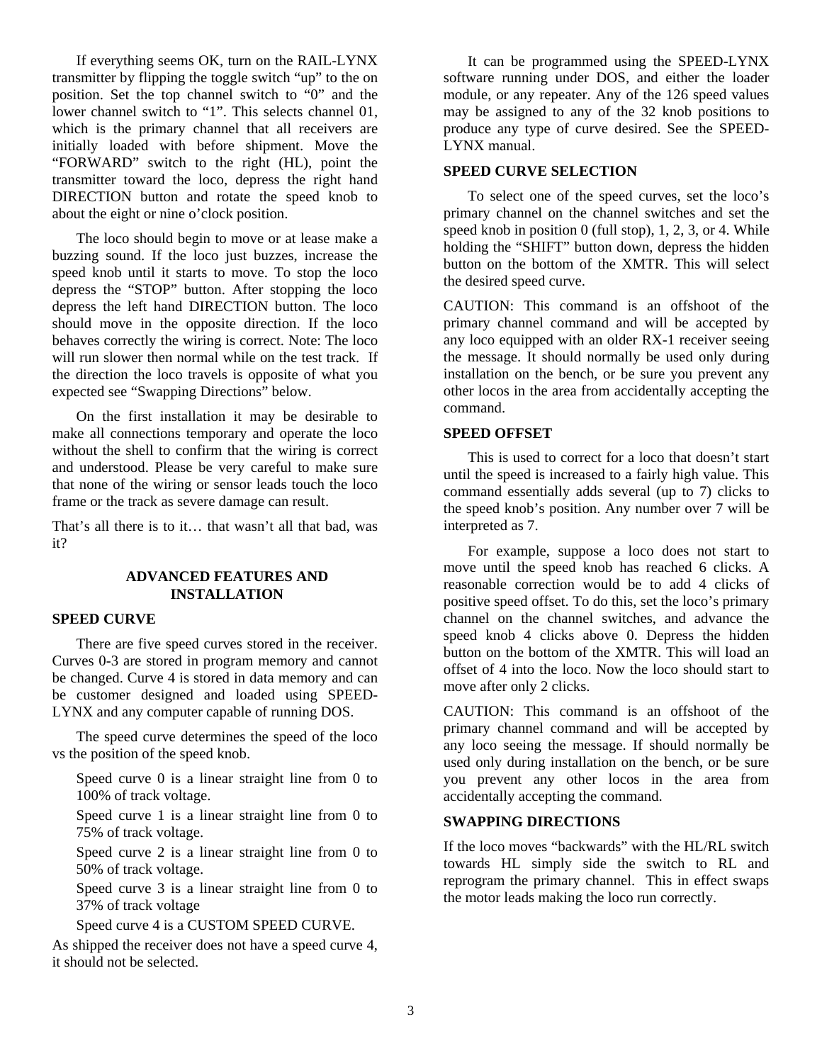If everything seems OK, turn on the RAIL-LYNX transmitter by flipping the toggle switch "up" to the on position. Set the top channel switch to "0" and the lower channel switch to "1". This selects channel 01, which is the primary channel that all receivers are initially loaded with before shipment. Move the "FORWARD" switch to the right (HL), point the transmitter toward the loco, depress the right hand DIRECTION button and rotate the speed knob to about the eight or nine o'clock position.

The loco should begin to move or at lease make a buzzing sound. If the loco just buzzes, increase the speed knob until it starts to move. To stop the loco depress the "STOP" button. After stopping the loco depress the left hand DIRECTION button. The loco should move in the opposite direction. If the loco behaves correctly the wiring is correct. Note: The loco will run slower then normal while on the test track. If the direction the loco travels is opposite of what you expected see "Swapping Directions" below.

On the first installation it may be desirable to make all connections temporary and operate the loco without the shell to confirm that the wiring is correct and understood. Please be very careful to make sure that none of the wiring or sensor leads touch the loco frame or the track as severe damage can result.

That's all there is to it… that wasn't all that bad, was it?

## ADVANCED FEATURES AND INSTALLATION

### SPEED CURVE

There are five speed curves stored in the receiver. Curves 0-3 are stored in program memory and cannot be changed. Curve 4 is stored in data memory and can be customer designed and loaded using SPEED-LYNX and any computer capable of running DOS.

The speed curve determines the speed of the loco vs the position of the speed knob.

Speed curve 0 is a linear straight line from 0 to 100% of track voltage.

Speed curve 1 is a linear straight line from 0 to 75% of track voltage.

Speed curve 2 is a linear straight line from 0 to 50% of track voltage.

Speed curve 3 is a linear straight line from 0 to 37% of track voltage

Speed curve 4 is a CUSTOM SPEED CURVE.

As shipped the receiver does not have a speed curve 4, it should not be selected.

It can be programmed using the SPEED-LYNX software running under DOS, and either the loader module, or any repeater. Any of the 126 speed values may be assigned to any of the 32 knob positions to produce any type of curve desired. See the SPEED-LYNX manual.

### SPEED CURVE SELECTION

To select one of the speed curves, set the loco's primary channel on the channel switches and set the speed knob in position 0 (full stop), 1, 2, 3, or 4. While holding the "SHIFT" button down, depress the hidden button on the bottom of the XMTR. This will select the desired speed curve.

CAUTION: This command is an offshoot of the primary channel command and will be accepted by any loco equipped with an older RX-1 receiver seeing the message. It should normally be used only during installation on the bench, or be sure you prevent any other locos in the area from accidentally accepting the command.

### SPEED OFFSET

This is used to correct for a loco that doesn't start until the speed is increased to a fairly high value. This command essentially adds several (up to 7) clicks to the speed knob's position. Any number over 7 will be interpreted as 7.

For example, suppose a loco does not start to move until the speed knob has reached 6 clicks. A reasonable correction would be to add 4 clicks of positive speed offset. To do this, set the loco's primary channel on the channel switches, and advance the speed knob 4 clicks above 0. Depress the hidden button on the bottom of the XMTR. This will load an offset of 4 into the loco. Now the loco should start to move after only 2 clicks.

CAUTION: This command is an offshoot of the primary channel command and will be accepted by any loco seeing the message. If should normally be used only during installation on the bench, or be sure you prevent any other locos in the area from accidentally accepting the command.

### SWAPPING DIRECTIONS

If the loco moves "backwards" with the HL/RL switch towards HL simply side the switch to RL and reprogram the primary channel. This in effect swaps the motor leads making the loco run correctly.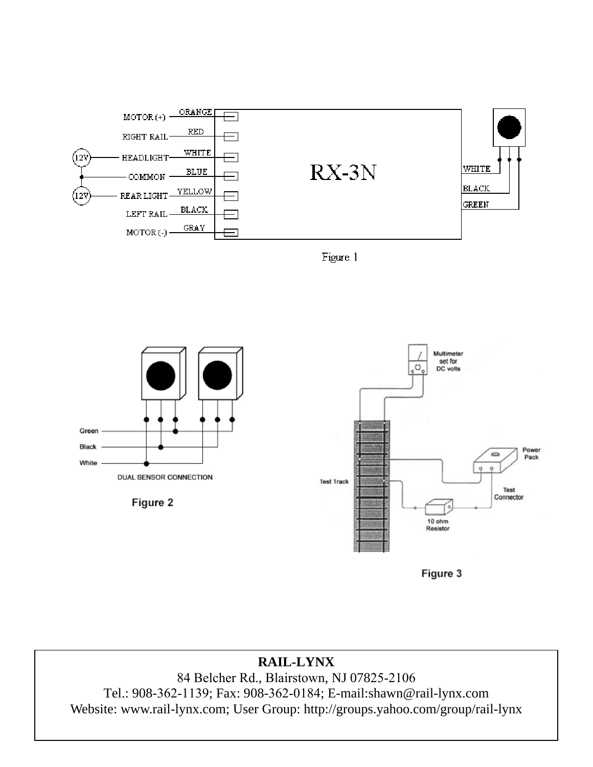MOTOR (+) ORANGE
RIGHT RAIL RED
12V HEADLIGHT WHITE
COMMON BLUE
12V REAR LIGHT YELLOW
LEFT RAIL BLACK
MOTOR (-) GRAY

RX-3N

WHITE
BLACK
GREEN

Figure 1

Green
Black
White

DUAL SENSOR CONNECTION

Figure 2

Multimeter set for DC volts

Test Track

Power Pack

Test Connector

10 ohm Resistor

Figure 3

**RAIL-LYNX**
84 Belcher Rd., Blairstown, NJ 07825-2106
Tel.: 908-362-1139; Fax: 908-362-0184; E-mail:shawn@rail-lynx.com
Website: www.rail-lynx.com; User Group: http://groups.yahoo.com/group/rail-lynx